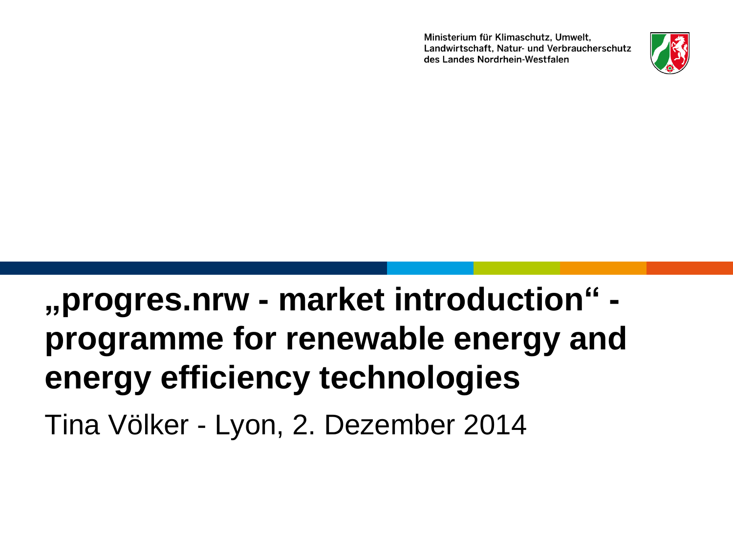Ministerium für Klimaschutz, Umwelt, Landwirtschaft, Natur- und Verbraucherschutz des Landes Nordrhein-Westfalen

# „progres.nrw - market introduction“ - programme for renewable energy and energy efficiency technologies

Tina Völker - Lyon, 2. Dezember 2014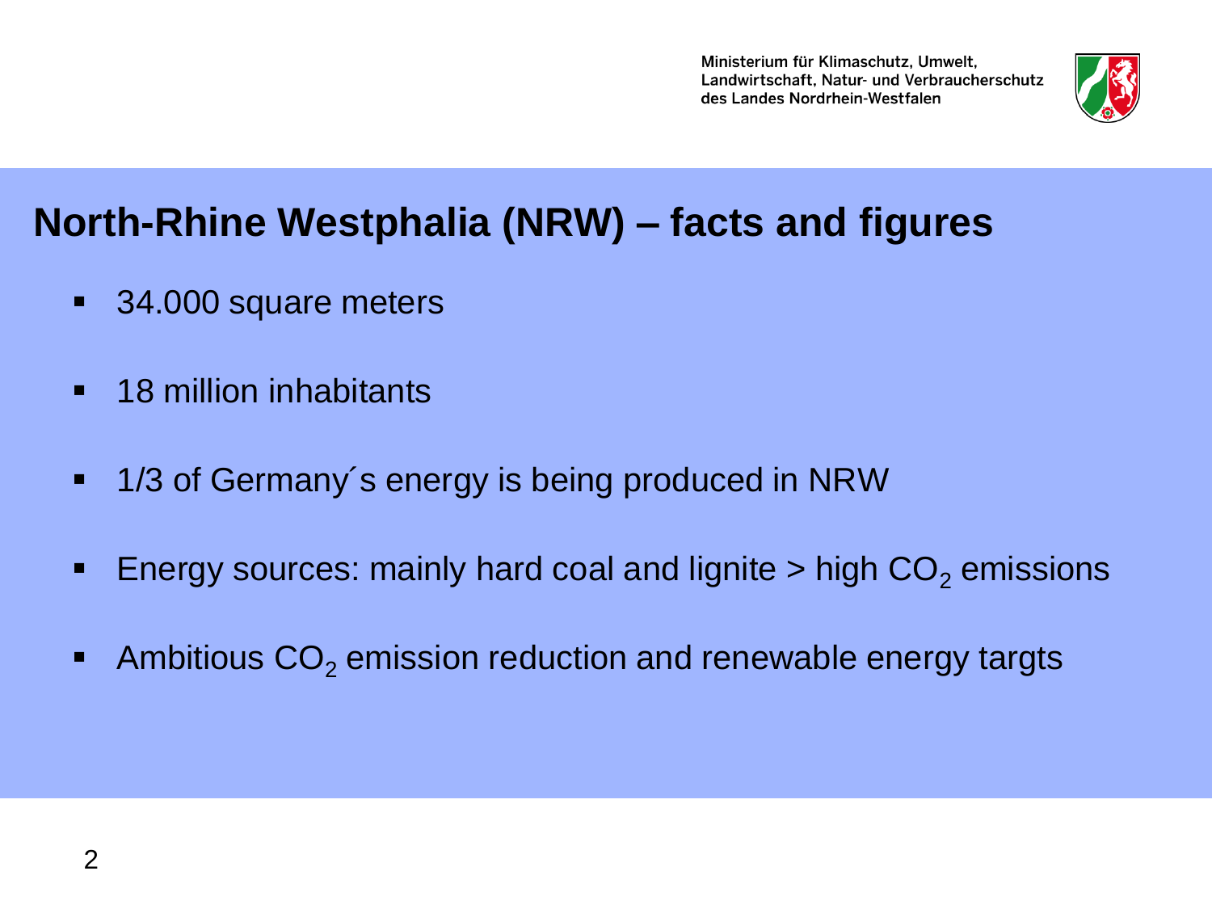Ministerium für Klimaschutz, Umwelt, Landwirtschaft, Natur- und Verbraucherschutz des Landes Nordrhein-Westfalen

## North-Rhine Westphalia (NRW) – facts and figures

- 34.000 square meters
- 18 million inhabitants
- 1/3 of Germany´s energy is being produced in NRW
- Energy sources: mainly hard coal and lignite > high $CO_2$ emissions
- Ambitious $CO_2$ emission reduction and renewable energy targts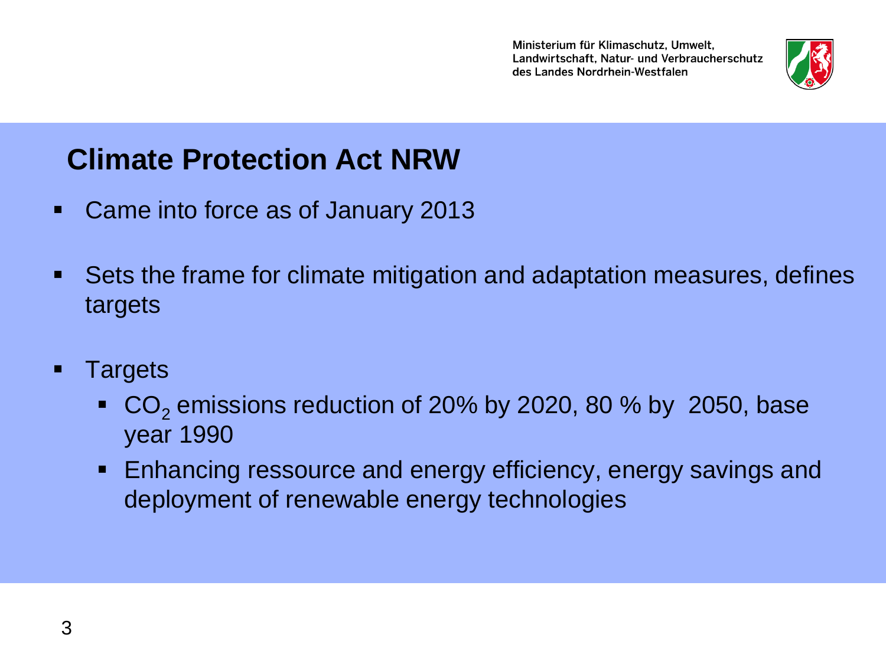Ministerium für Klimaschutz, Umwelt, Landwirtschaft, Natur- und Verbraucherschutz des Landes Nordrhein-Westfalen

## Climate Protection Act NRW

- Came into force as of January 2013
- Sets the frame for climate mitigation and adaptation measures, defines targets
- Targets
  - $CO_2$ emissions reduction of 20% by 2020, 80 % by 2050, base year 1990
  - Enhancing ressource and energy efficiency, energy savings and deployment of renewable energy technologies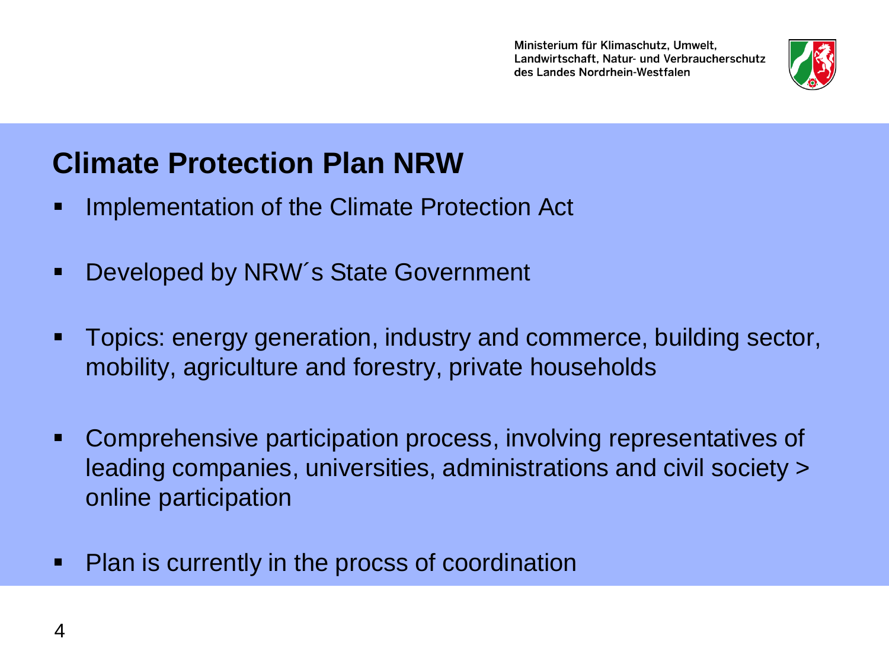## Climate Protection Plan NRW

- Implementation of the Climate Protection Act
- Developed by NRW´s State Government
- Topics: energy generation, industry and commerce, building sector, mobility, agriculture and forestry, private households
- Comprehensive participation process, involving representatives of leading companies, universities, administrations and civil society > online participation
- Plan is currently in the procss of coordination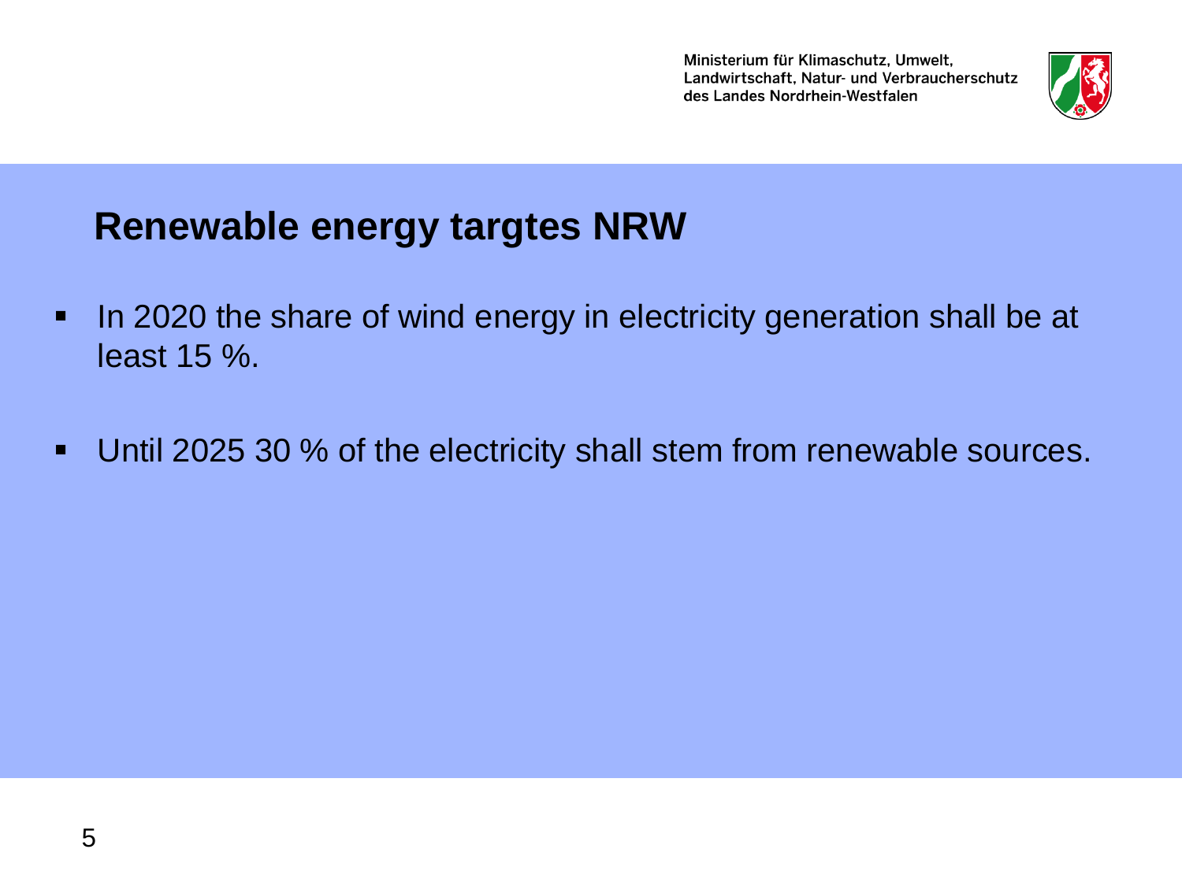# Renewable energy targtes NRW

- In 2020 the share of wind energy in electricity generation shall be at least 15 %.
- Until 2025 30 % of the electricity shall stem from renewable sources.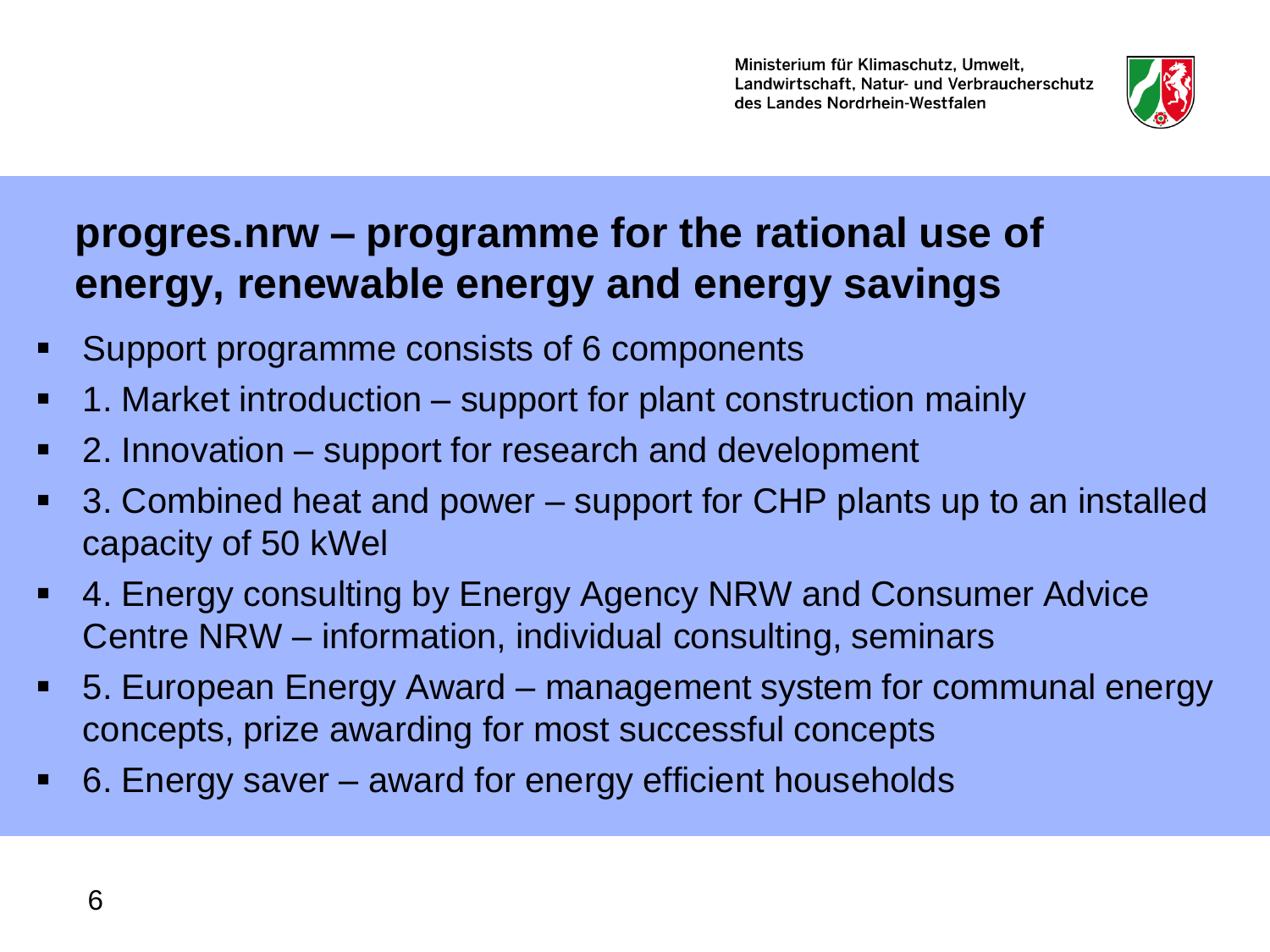## progres.nrw – programme for the rational use of energy, renewable energy and energy savings

- Support programme consists of 6 components
- 1. Market introduction – support for plant construction mainly
- 2. Innovation – support for research and development
- 3. Combined heat and power – support for CHP plants up to an installed capacity of 50 kWel
- 4. Energy consulting by Energy Agency NRW and Consumer Advice Centre NRW – information, individual consulting, seminars
- 5. European Energy Award – management system for communal energy concepts, prize awarding for most successful concepts
- 6. Energy saver – award for energy efficient households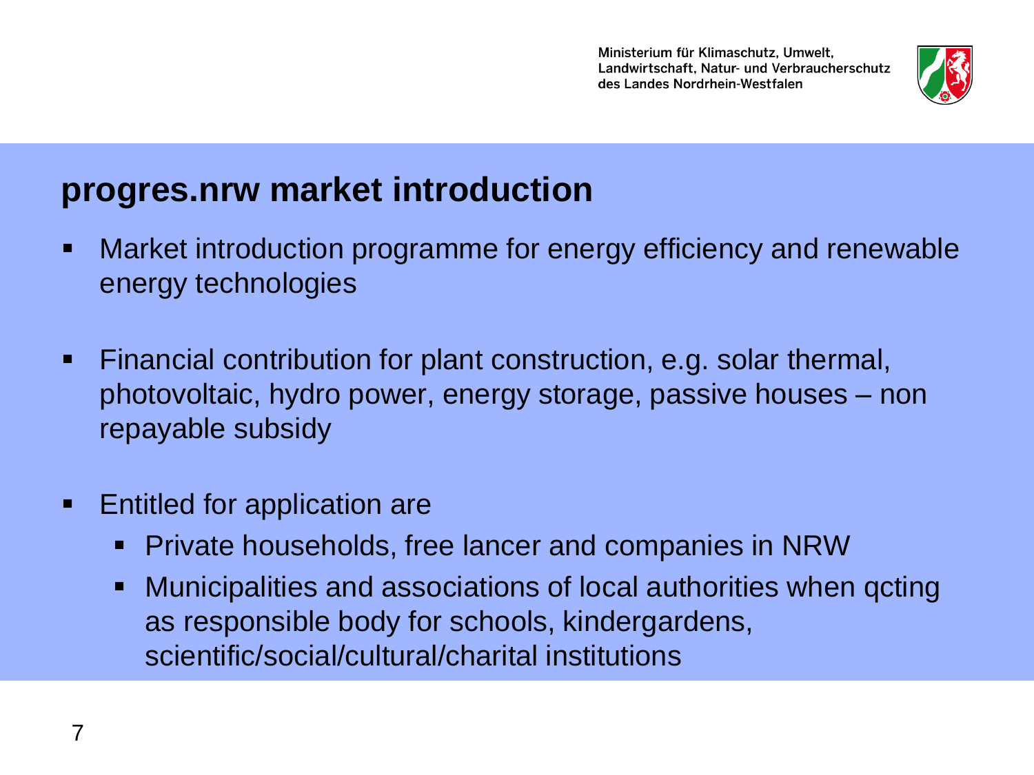## progres.nrw market introduction

- Market introduction programme for energy efficiency and renewable energy technologies
- Financial contribution for plant construction, e.g. solar thermal, photovoltaic, hydro power, energy storage, passive houses – non repayable subsidy
- Entitled for application are
  - Private households, free lancer and companies in NRW
  - Municipalities and associations of local authorities when qcting as responsible body for schools, kindergardens, scientific/social/cultural/charital institutions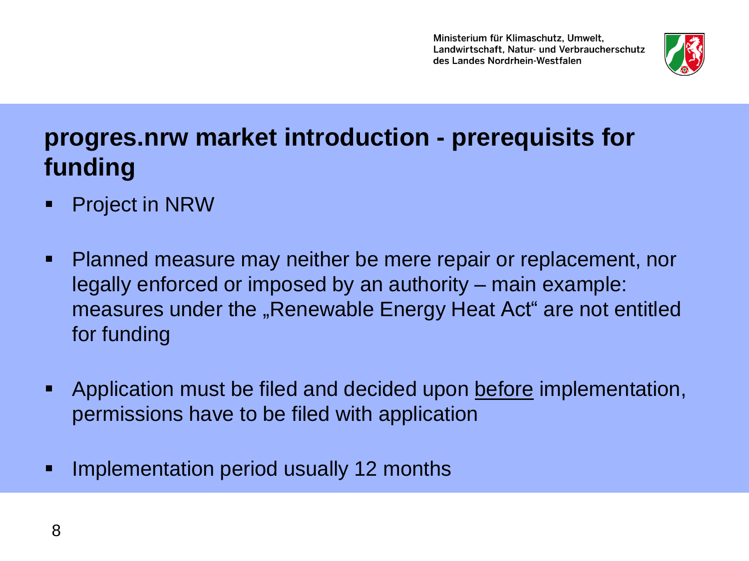Ministerium für Klimaschutz, Umwelt, Landwirtschaft, Natur- und Verbraucherschutz des Landes Nordrhein-Westfalen

## progres.nrw market introduction - prerequisits for funding

- Project in NRW
- Planned measure may neither be mere repair or replacement, nor legally enforced or imposed by an authority – main example: measures under the „Renewable Energy Heat Act“ are not entitled for funding
- Application must be filed and decided upon before implementation, permissions have to be filed with application
- Implementation period usually 12 months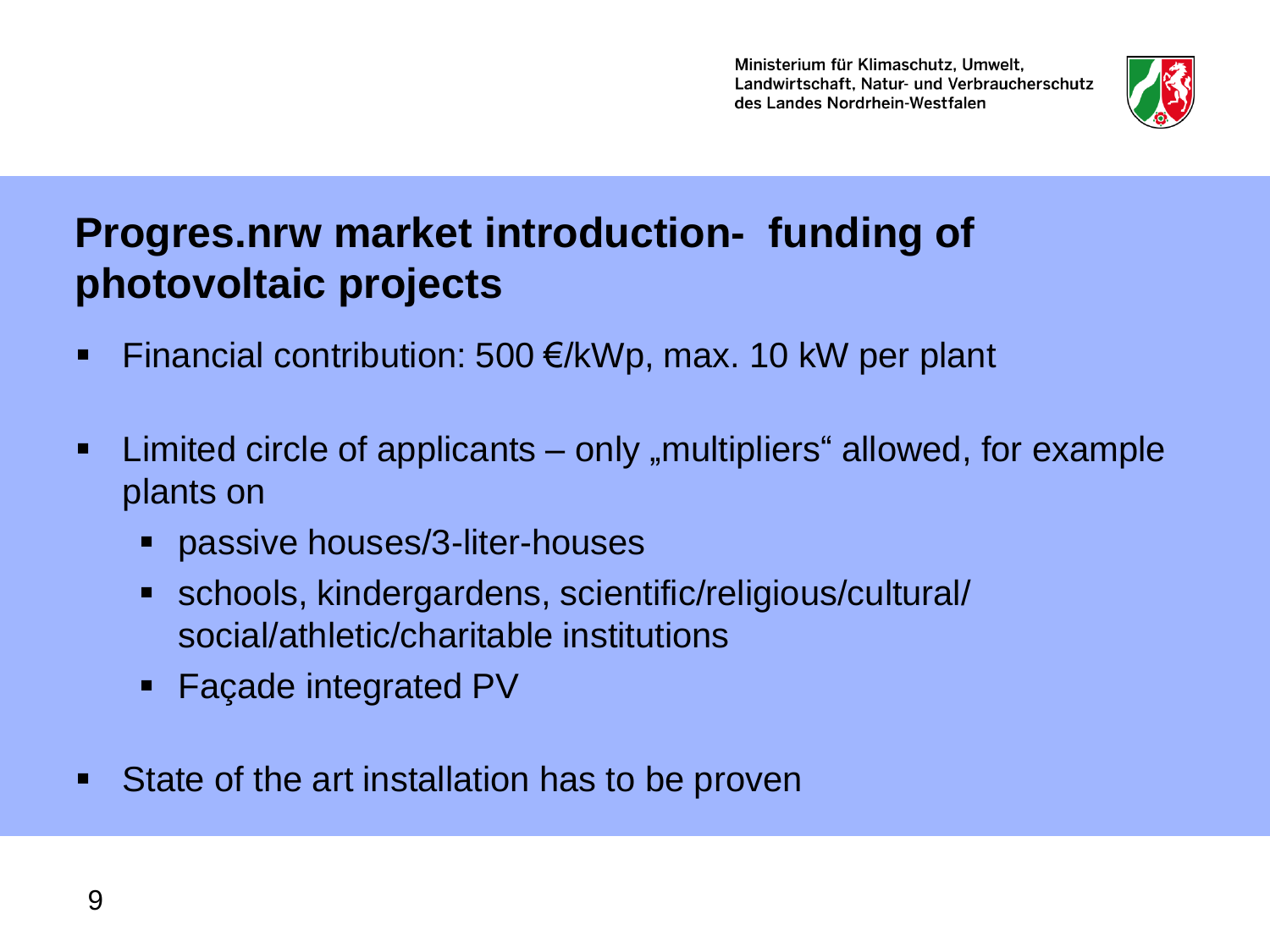Ministerium für Klimaschutz, Umwelt, Landwirtschaft, Natur- und Verbraucherschutz des Landes Nordrhein-Westfalen

## Progres.nrw market introduction- funding of photovoltaic projects

- Financial contribution: 500 €/kWp, max. 10 kW per plant
- Limited circle of applicants – only „multipliers" allowed, for example plants on
  - passive houses/3-liter-houses
  - schools, kindergardens, scientific/religious/cultural/ social/athletic/charitable institutions
  - Façade integrated PV
- State of the art installation has to be proven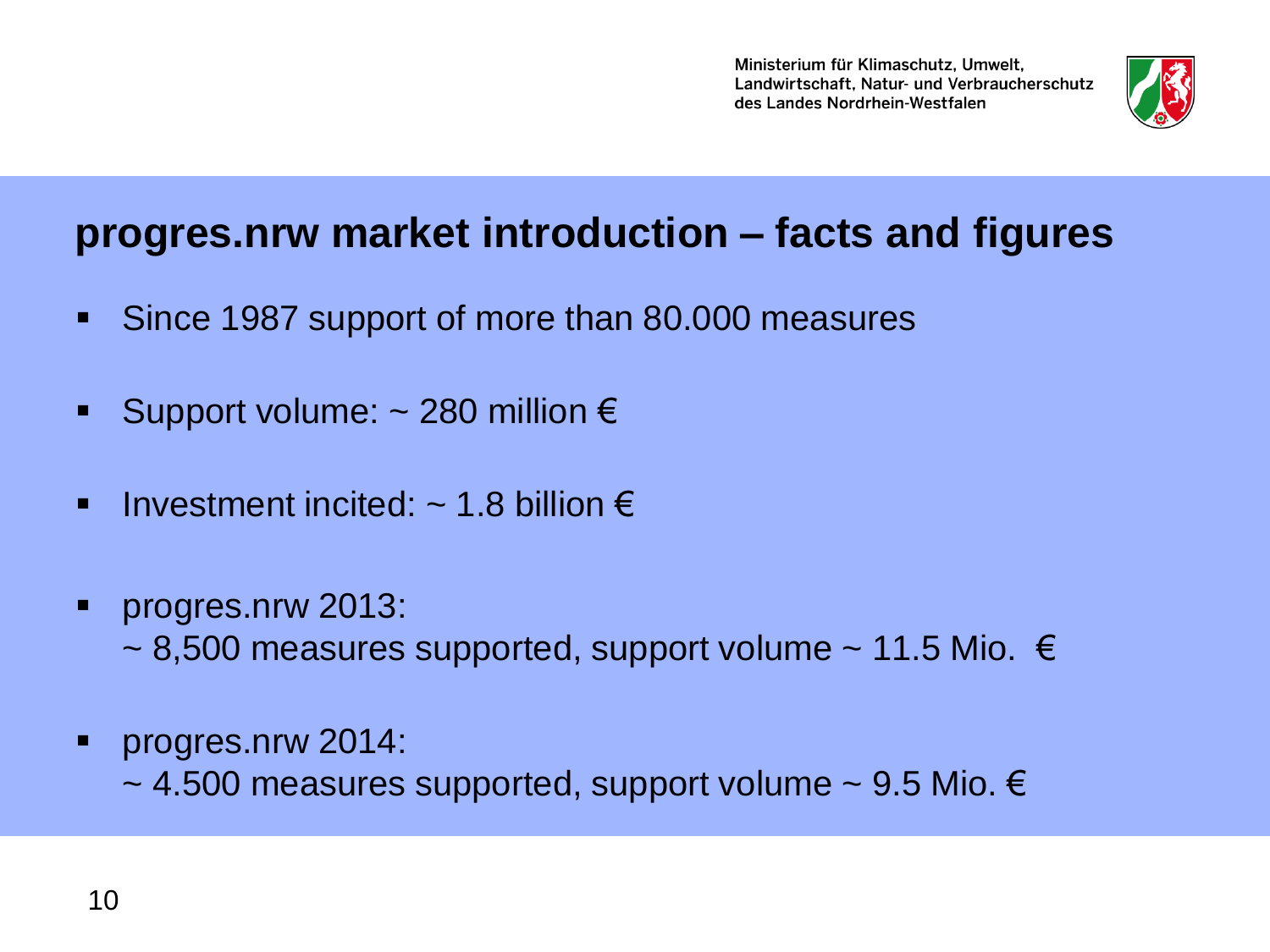Ministerium für Klimaschutz, Umwelt, Landwirtschaft, Natur- und Verbraucherschutz des Landes Nordrhein-Westfalen

## progres.nrw market introduction – facts and figures

- Since 1987 support of more than 80.000 measures
- Support volume: ~ 280 million €
- Investment incited: ~ 1.8 billion €
- progres.nrw 2013:  
  ~ 8,500 measures supported, support volume ~ 11.5 Mio. €
- progres.nrw 2014:  
  ~ 4.500 measures supported, support volume ~ 9.5 Mio. €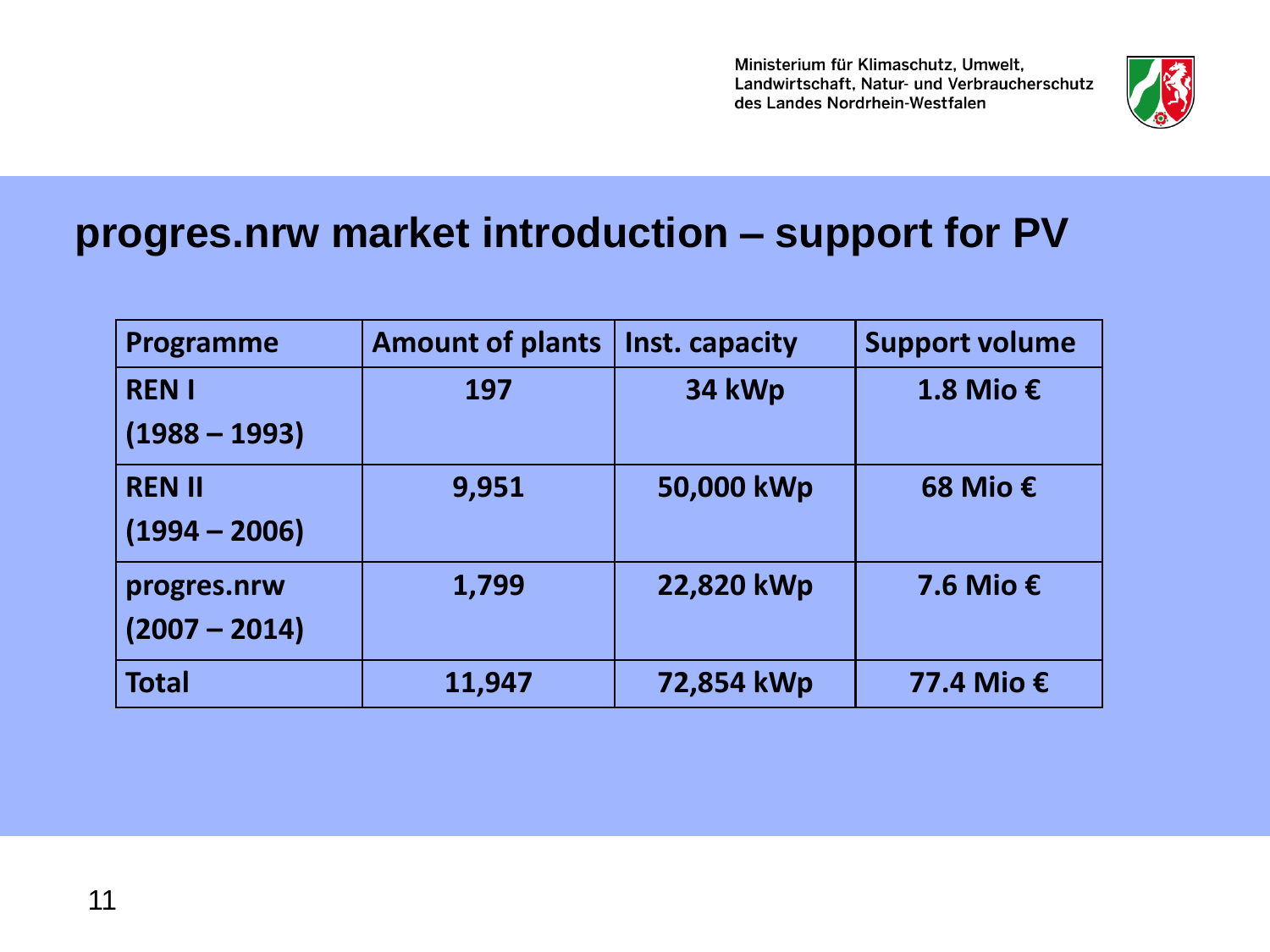## progres.nrw market introduction – support for PV

| Programme | Amount of plants | Inst. capacity | Support volume |
|---|---|---|---|
| **REN I (1988 – 1993)** | **197** | **34 kWp** | **1.8 Mio €** |
| **REN II (1994 – 2006)** | **9,951** | **50,000 kWp** | **68 Mio €** |
| **progres.nrw (2007 – 2014)** | **1,799** | **22,820 kWp** | **7.6 Mio €** |
| **Total** | **11,947** | **72,854 kWp** | **77.4 Mio €** |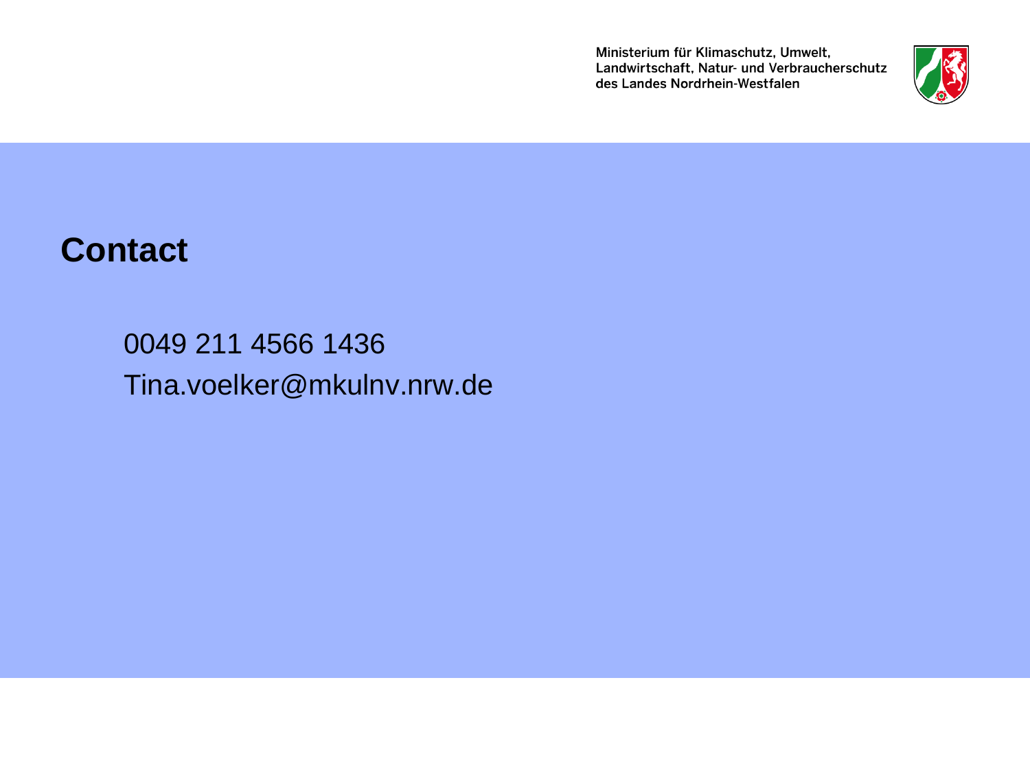Ministerium für Klimaschutz, Umwelt, Landwirtschaft, Natur- und Verbraucherschutz des Landes Nordrhein-Westfalen

# Contact

0049 211 4566 1436

Tina.voelker@mkulnv.nrw.de